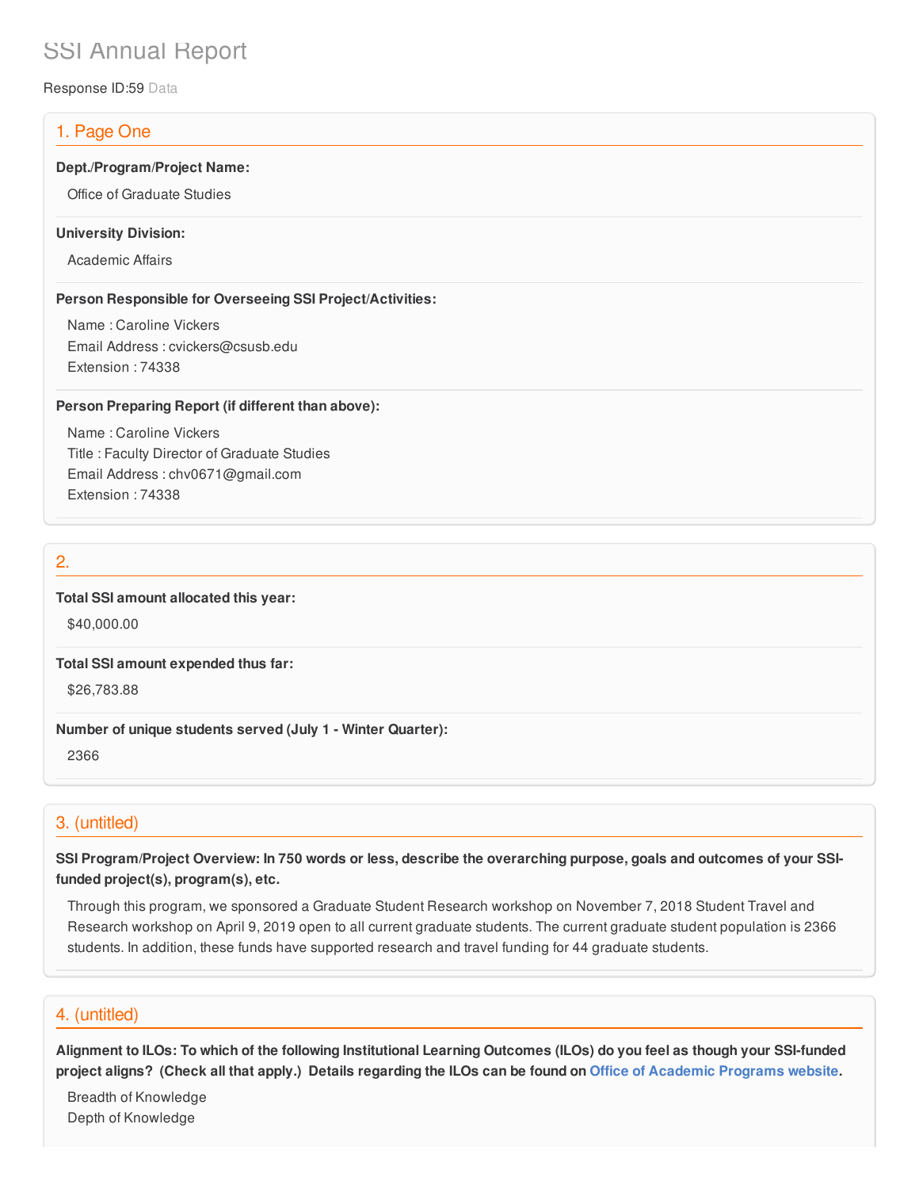# SSI Annual Report

Response ID:59 Data

## 1. Page One

**Dept./Program/Project Name:**

Office of Graduate Studies

**University Division:**

Academic Affairs

**Person Responsible for Overseeing SSI Project/Activities:**

Name : Caroline Vickers
Email Address : cvickers@csusb.edu
Extension : 74338

**Person Preparing Report (if different than above):**

Name : Caroline Vickers
Title : Faculty Director of Graduate Studies
Email Address : chv0671@gmail.com
Extension : 74338

## 2.

**Total SSI amount allocated this year:**

$40,000.00

**Total SSI amount expended thus far:**

$26,783.88

**Number of unique students served (July 1 - Winter Quarter):**

2366

## 3. (untitled)

**SSI Program/Project Overview: In 750 words or less, describe the overarching purpose, goals and outcomes of your SSI-funded project(s), program(s), etc.**

Through this program, we sponsored a Graduate Student Research workshop on November 7, 2018 Student Travel and Research workshop on April 9, 2019 open to all current graduate students. The current graduate student population is 2366 students. In addition, these funds have supported research and travel funding for 44 graduate students.

## 4. (untitled)

**Alignment to ILOs: To which of the following Institutional Learning Outcomes (ILOs) do you feel as though your SSI-funded project aligns? (Check all that apply.) Details regarding the ILOs can be found on Office of Academic Programs website.**

Breadth of Knowledge
Depth of Knowledge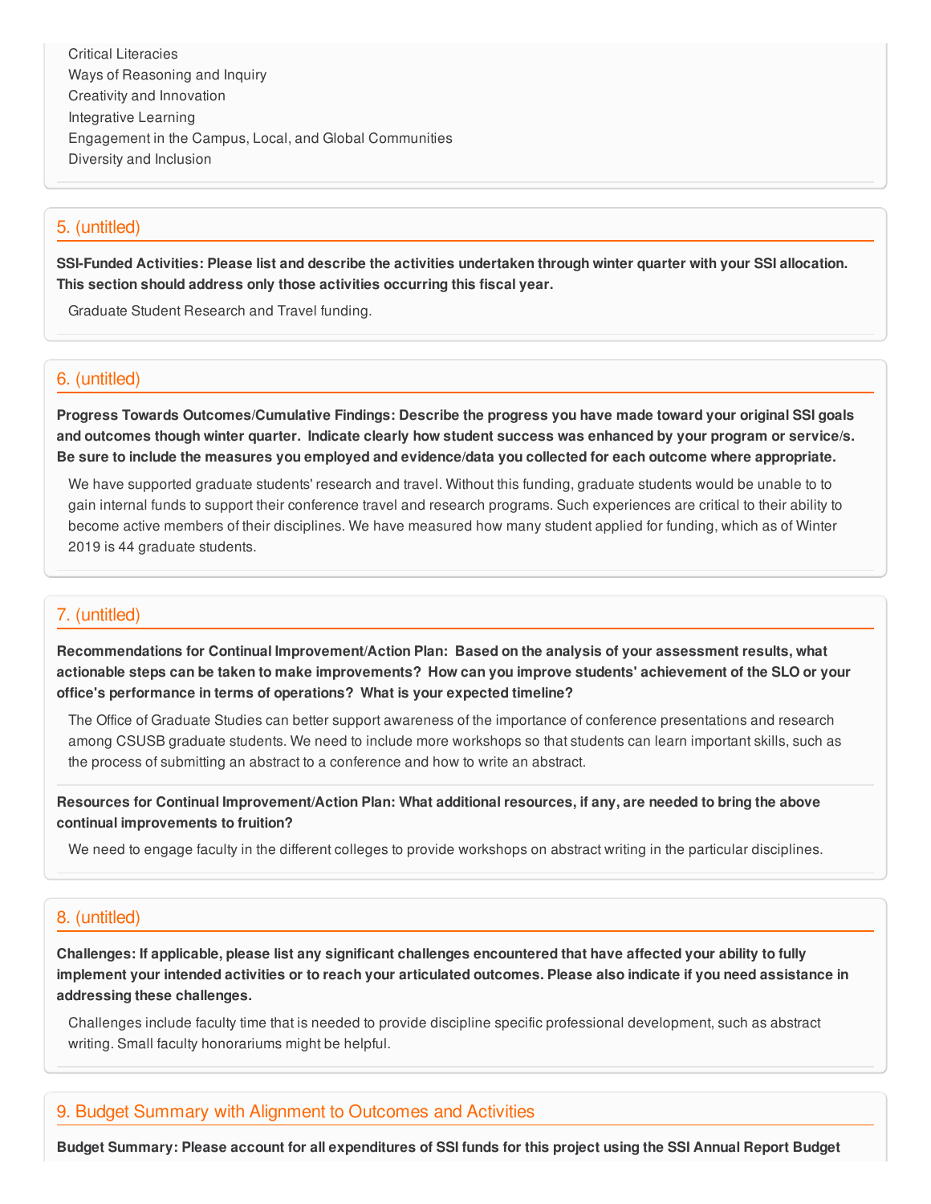Critical Literacies
Ways of Reasoning and Inquiry
Creativity and Innovation
Integrative Learning
Engagement in the Campus, Local, and Global Communities
Diversity and Inclusion

## 5. (untitled)

**SSI-Funded Activities: Please list and describe the activities undertaken through winter quarter with your SSI allocation. This section should address only those activities occurring this fiscal year.**

Graduate Student Research and Travel funding.

## 6. (untitled)

**Progress Towards Outcomes/Cumulative Findings: Describe the progress you have made toward your original SSI goals and outcomes though winter quarter. Indicate clearly how student success was enhanced by your program or service/s. Be sure to include the measures you employed and evidence/data you collected for each outcome where appropriate.**

We have supported graduate students' research and travel. Without this funding, graduate students would be unable to to gain internal funds to support their conference travel and research programs. Such experiences are critical to their ability to become active members of their disciplines. We have measured how many student applied for funding, which as of Winter 2019 is 44 graduate students.

## 7. (untitled)

**Recommendations for Continual Improvement/Action Plan: Based on the analysis of your assessment results, what actionable steps can be taken to make improvements? How can you improve students' achievement of the SLO or your office's performance in terms of operations? What is your expected timeline?**

The Office of Graduate Studies can better support awareness of the importance of conference presentations and research among CSUSB graduate students. We need to include more workshops so that students can learn important skills, such as the process of submitting an abstract to a conference and how to write an abstract.

**Resources for Continual Improvement/Action Plan: What additional resources, if any, are needed to bring the above continual improvements to fruition?**

We need to engage faculty in the different colleges to provide workshops on abstract writing in the particular disciplines.

## 8. (untitled)

**Challenges: If applicable, please list any significant challenges encountered that have affected your ability to fully implement your intended activities or to reach your articulated outcomes. Please also indicate if you need assistance in addressing these challenges.**

Challenges include faculty time that is needed to provide discipline specific professional development, such as abstract writing. Small faculty honorariums might be helpful.

## 9. Budget Summary with Alignment to Outcomes and Activities

**Budget Summary: Please account for all expenditures of SSI funds for this project using the SSI Annual Report Budget**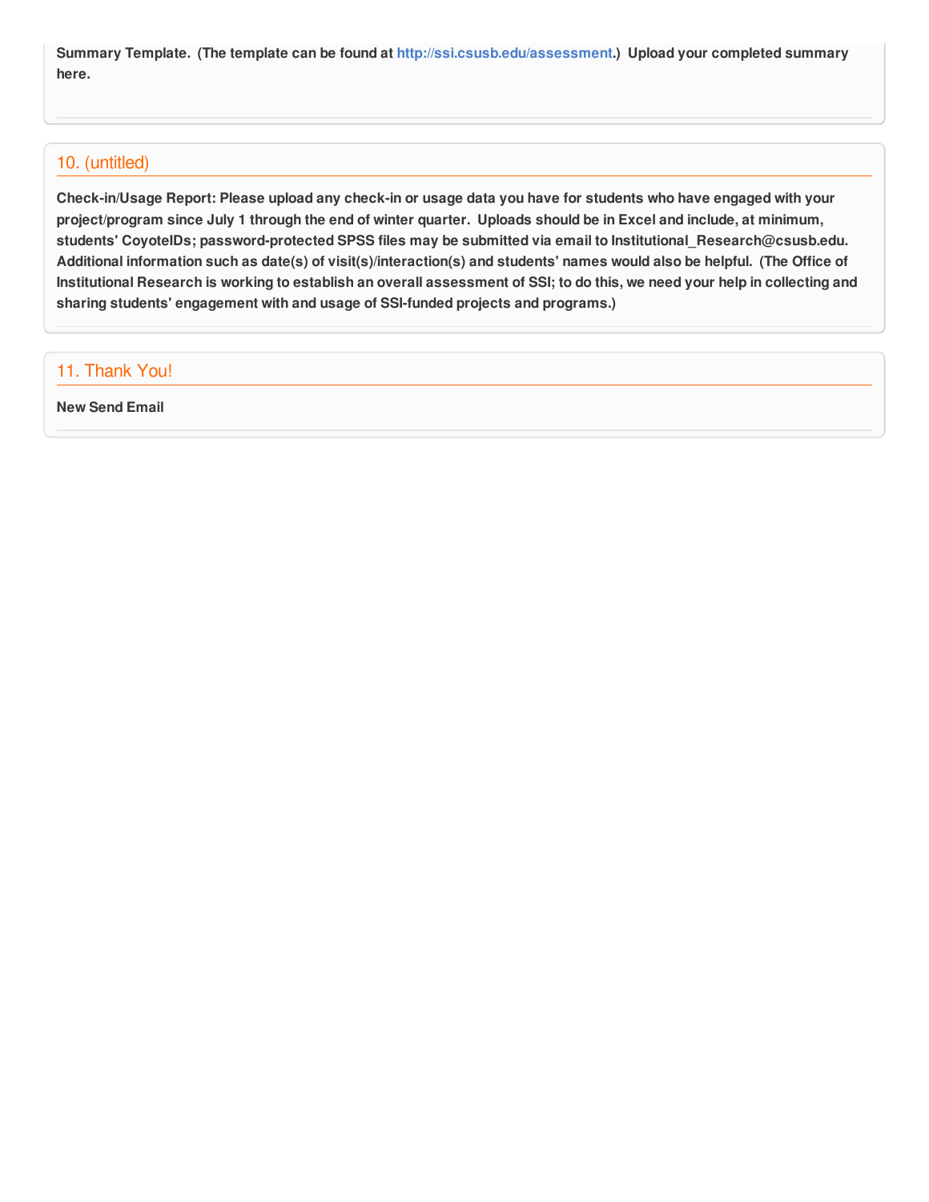**Summary Template. (The template can be found at http://ssi.csusb.edu/assessment.) Upload your completed summary here.**

## 10. (untitled)

**Check-in/Usage Report: Please upload any check-in or usage data you have for students who have engaged with your project/program since July 1 through the end of winter quarter. Uploads should be in Excel and include, at minimum, students' CoyoteIDs; password-protected SPSS files may be submitted via email to Institutional_Research@csusb.edu. Additional information such as date(s) of visit(s)/interaction(s) and students' names would also be helpful. (The Office of Institutional Research is working to establish an overall assessment of SSI; to do this, we need your help in collecting and sharing students' engagement with and usage of SSI-funded projects and programs.)**

## 11. Thank You!

**New Send Email**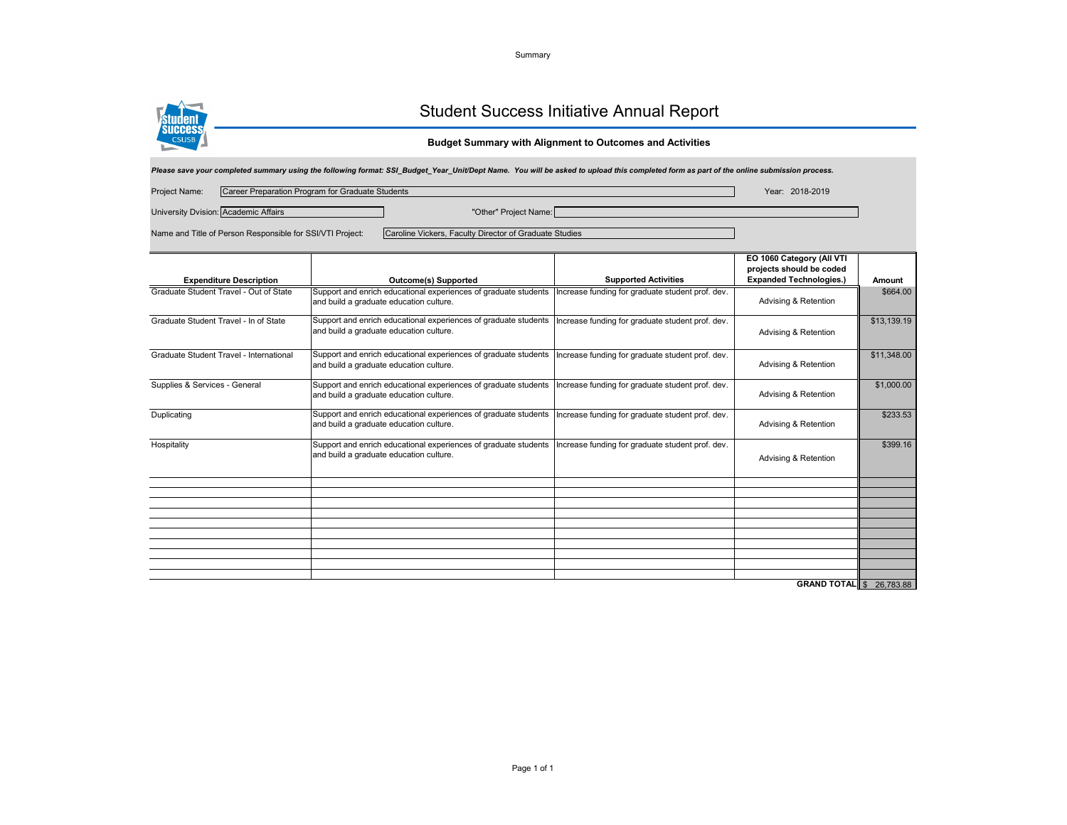# Student Success Initiative Annual Report

### Budget Summary with Alignment to Outcomes and Activities

***Please save your completed summary using the following format: SSI_Budget_Year_Unit/Dept Name. You will be asked to upload this completed form as part of the online submission process.***

Project Name: Career Preparation Program for Graduate Students

Year: 2018-2019

University Dvision: Academic Affairs

"Other" Project Name:

Name and Title of Person Responsible for SSI/VTI Project: Caroline Vickers, Faculty Director of Graduate Studies

| Expenditure Description | Outcome(s) Supported | Supported Activities | EO 1060 Category (All VTI projects should be coded Expanded Technologies.) | Amount |
|---|---|---|---|---|
| Graduate Student Travel - Out of State | Support and enrich educational experiences of graduate students and build a graduate education culture. | Increase funding for graduate student prof. dev. | Advising & Retention | $664.00 |
| Graduate Student Travel - In of State | Support and enrich educational experiences of graduate students and build a graduate education culture. | Increase funding for graduate student prof. dev. | Advising & Retention | $13,139.19 |
| Graduate Student Travel - International | Support and enrich educational experiences of graduate students and build a graduate education culture. | Increase funding for graduate student prof. dev. | Advising & Retention | $11,348.00 |
| Supplies & Services - General | Support and enrich educational experiences of graduate students and build a graduate education culture. | Increase funding for graduate student prof. dev. | Advising & Retention | $1,000.00 |
| Duplicating | Support and enrich educational experiences of graduate students and build a graduate education culture. | Increase funding for graduate student prof. dev. | Advising & Retention | $233.53 |
| Hospitality | Support and enrich educational experiences of graduate students and build a graduate education culture. | Increase funding for graduate student prof. dev. | Advising & Retention | $399.16 |
| | | | | |
| | | | | |
| | | | | |
| | | | | |
| | | | | |
| | | | | |
| | | | | |
| | | | | |
| | | | | |
| | | | | |
| | | | **GRAND TOTAL** | $ 26,783.88 |